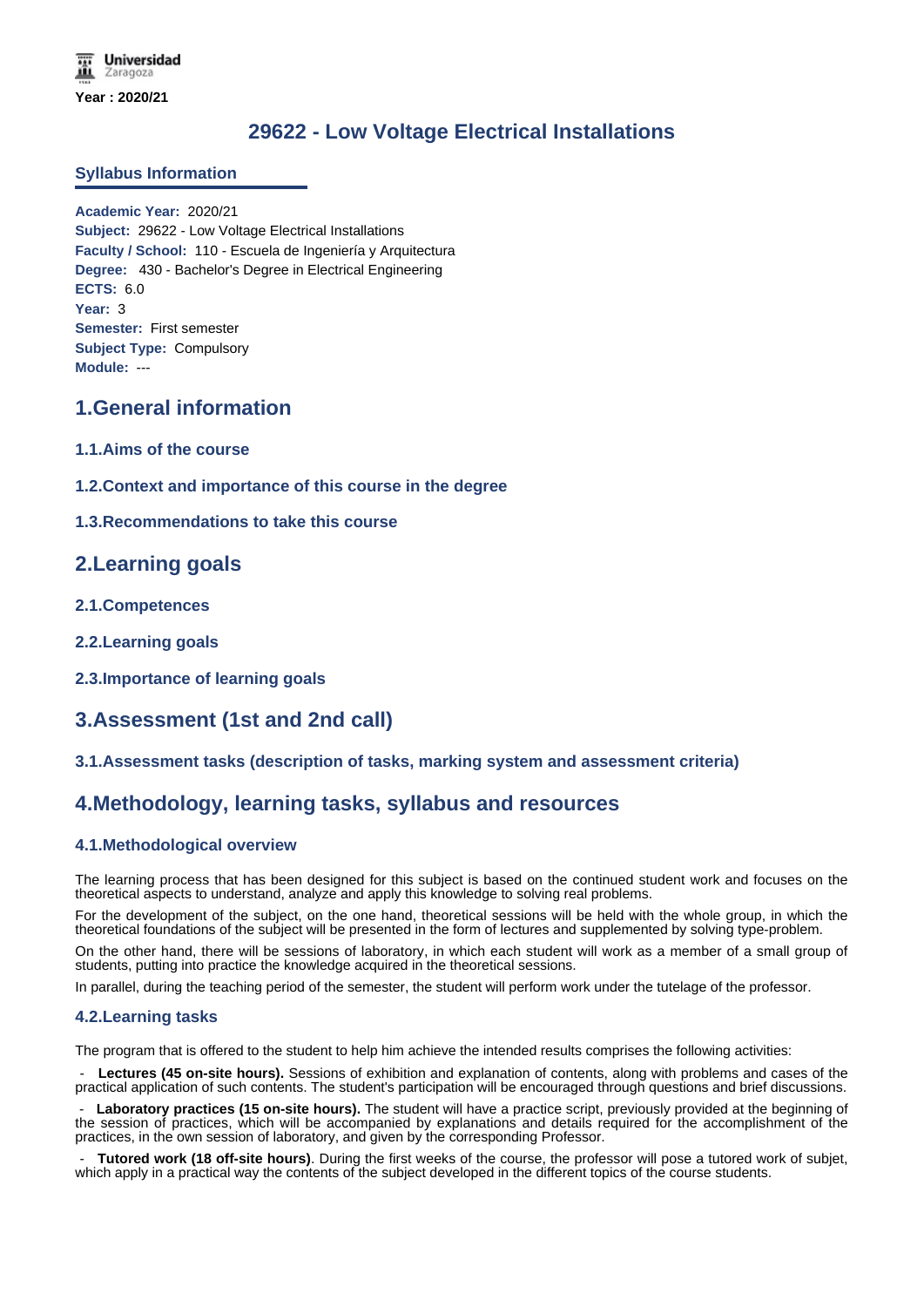Universidad Zaragoza

**Year : 2020/21**

# 29622 - Low Voltage Electrical Installations

## Syllabus Information

**Academic Year:** 2020/21
**Subject:** 29622 - Low Voltage Electrical Installations
**Faculty / School:** 110 - Escuela de Ingeniería y Arquitectura
**Degree:** 430 - Bachelor's Degree in Electrical Engineering
**ECTS:** 6.0
**Year:** 3
**Semester:** First semester
**Subject Type:** Compulsory
**Module:** ---

## 1.General information

### 1.1.Aims of the course

### 1.2.Context and importance of this course in the degree

### 1.3.Recommendations to take this course

## 2.Learning goals

### 2.1.Competences

### 2.2.Learning goals

### 2.3.Importance of learning goals

## 3.Assessment (1st and 2nd call)

### 3.1.Assessment tasks (description of tasks, marking system and assessment criteria)

## 4.Methodology, learning tasks, syllabus and resources

### 4.1.Methodological overview

The learning process that has been designed for this subject is based on the continued student work and focuses on the theoretical aspects to understand, analyze and apply this knowledge to solving real problems.

For the development of the subject, on the one hand, theoretical sessions will be held with the whole group, in which the theoretical foundations of the subject will be presented in the form of lectures and supplemented by solving type-problem.

On the other hand, there will be sessions of laboratory, in which each student will work as a member of a small group of students, putting into practice the knowledge acquired in the theoretical sessions.

In parallel, during the teaching period of the semester, the student will perform work under the tutelage of the professor.

### 4.2.Learning tasks

The program that is offered to the student to help him achieve the intended results comprises the following activities:

- **Lectures (45 on-site hours).** Sessions of exhibition and explanation of contents, along with problems and cases of the practical application of such contents. The student's participation will be encouraged through questions and brief discussions.
- **Laboratory practices (15 on-site hours).** The student will have a practice script, previously provided at the beginning of the session of practices, which will be accompanied by explanations and details required for the accomplishment of the practices, in the own session of laboratory, and given by the corresponding Professor.
- **Tutored work (18 off-site hours)**. During the first weeks of the course, the professor will pose a tutored work of subjet, which apply in a practical way the contents of the subject developed in the different topics of the course students.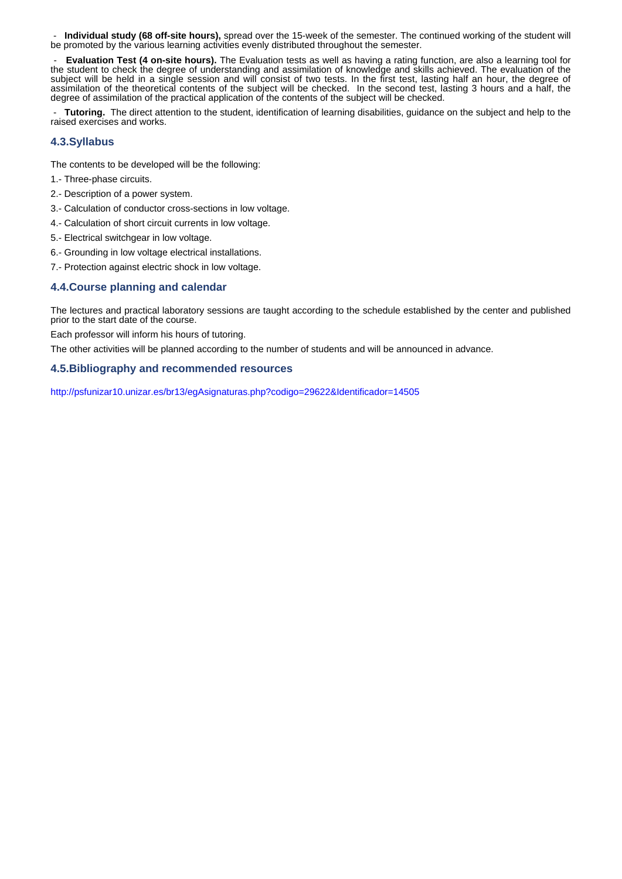- **Individual study (68 off-site hours),** spread over the 15-week of the semester. The continued working of the student will be promoted by the various learning activities evenly distributed throughout the semester.

- **Evaluation Test (4 on-site hours).** The Evaluation tests as well as having a rating function, are also a learning tool for the student to check the degree of understanding and assimilation of knowledge and skills achieved. The evaluation of the subject will be held in a single session and will consist of two tests. In the first test, lasting half an hour, the degree of assimilation of the theoretical contents of the subject will be checked. In the second test, lasting 3 hours and a half, the degree of assimilation of the practical application of the contents of the subject will be checked.

- **Tutoring.** The direct attention to the student, identification of learning disabilities, guidance on the subject and help to the raised exercises and works.

### 4.3.Syllabus

The contents to be developed will be the following:

1.- Three-phase circuits.

2.- Description of a power system.

3.- Calculation of conductor cross-sections in low voltage.

4.- Calculation of short circuit currents in low voltage.

5.- Electrical switchgear in low voltage.

6.- Grounding in low voltage electrical installations.

7.- Protection against electric shock in low voltage.

### 4.4.Course planning and calendar

The lectures and practical laboratory sessions are taught according to the schedule established by the center and published prior to the start date of the course.

Each professor will inform his hours of tutoring.

The other activities will be planned according to the number of students and will be announced in advance.

### 4.5.Bibliography and recommended resources

http://psfunizar10.unizar.es/br13/egAsignaturas.php?codigo=29622&Identificador=14505